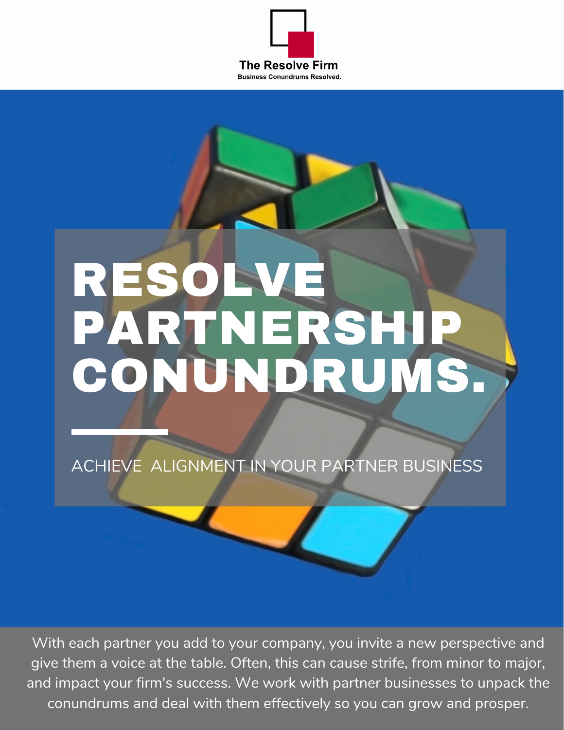The Resolve Firm

Business Conundrums Resolved.

# RESOLVE PARTNERSHIP CONUNDRUMS.

ACHIEVE ALIGNMENT IN YOUR PARTNER BUSINESS

With each partner you add to your company, you invite a new perspective and give them a voice at the table. Often, this can cause strife, from minor to major, and impact your firm's success. We work with partner businesses to unpack the conundrums and deal with them effectively so you can grow and prosper.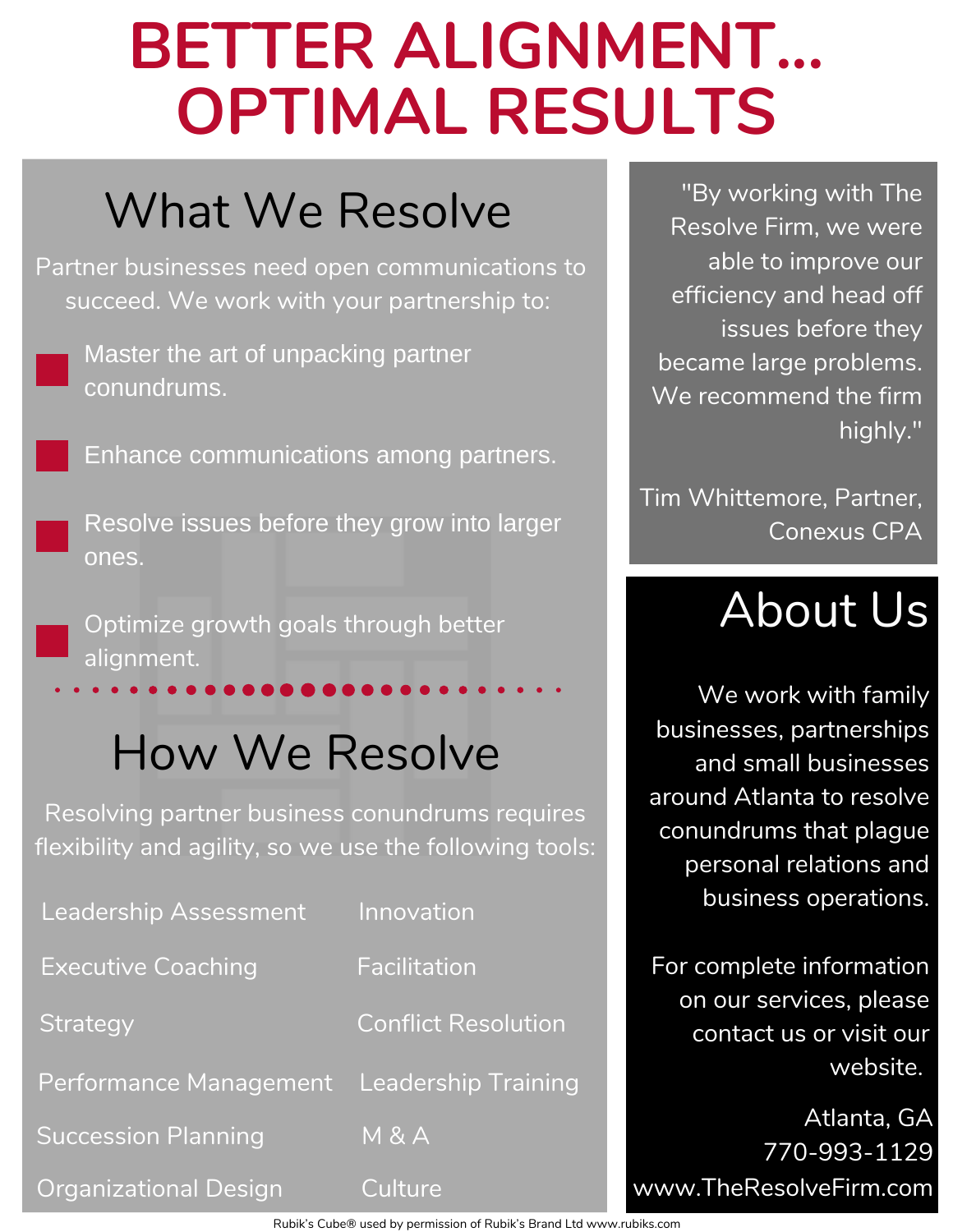# BETTER ALIGNMENT... OPTIMAL RESULTS

## What We Resolve

Partner businesses need open communications to succeed. We work with your partnership to:

- Master the art of unpacking partner conundrums.
- Enhance communications among partners.
- Resolve issues before they grow into larger ones.
- Optimize growth goals through better alignment.

## How We Resolve

Resolving partner business conundrums requires flexibility and agility, so we use the following tools:

- Leadership Assessment
- Executive Coaching
- Strategy
- Performance Management
- Succession Planning
- Organizational Design
- Innovation
- Facilitation
- Conflict Resolution
- Leadership Training
- M & A
- Culture

"By working with The Resolve Firm, we were able to improve our efficiency and head off issues before they became large problems. We recommend the firm highly."

Tim Whittemore, Partner, Conexus CPA

## About Us

We work with family businesses, partnerships and small businesses around Atlanta to resolve conundrums that plague personal relations and business operations.

For complete information on our services, please contact us or visit our website.

Atlanta, GA
770-993-1129
www.TheResolveFirm.com

Rubik's Cube® used by permission of Rubik's Brand Ltd www.rubiks.com